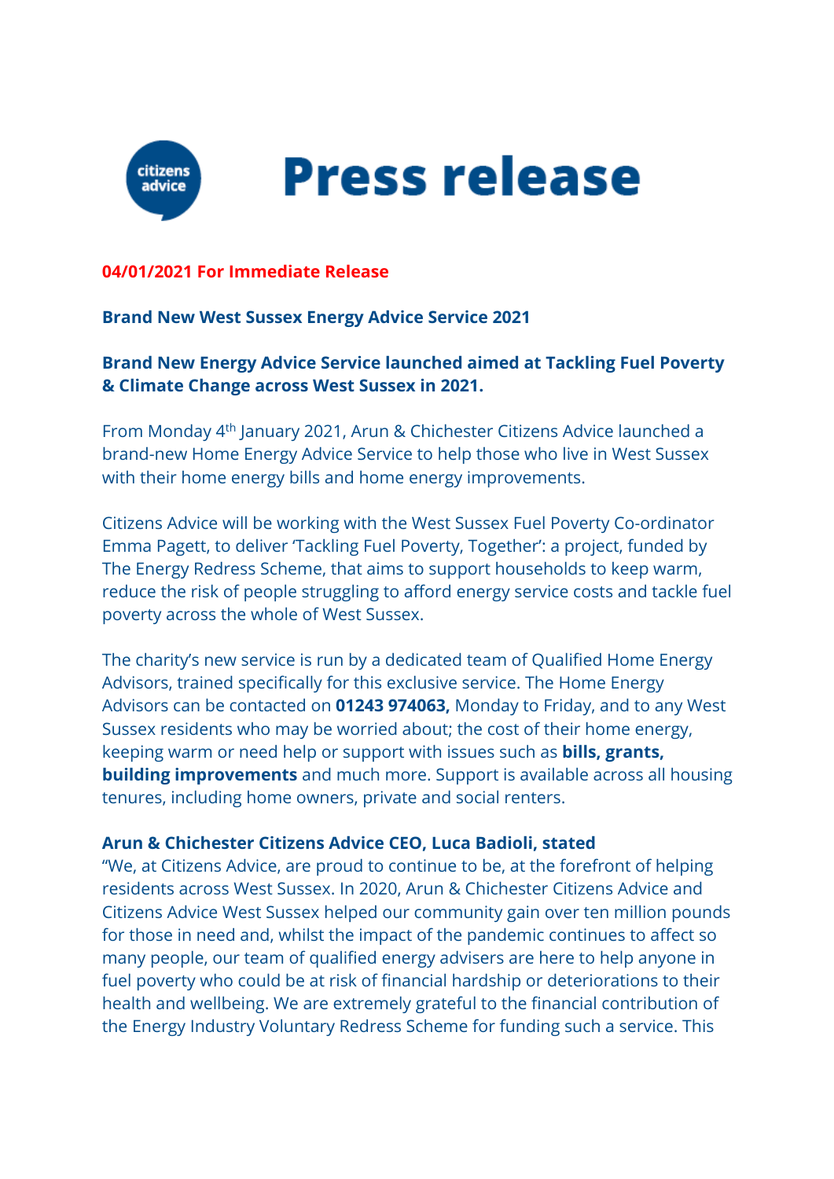# Press release

**04/01/2021 For Immediate Release**

**Brand New West Sussex Energy Advice Service 2021**

## Brand New Energy Advice Service launched aimed at Tackling Fuel Poverty & Climate Change across West Sussex in 2021.

From Monday 4th January 2021, Arun & Chichester Citizens Advice launched a brand-new Home Energy Advice Service to help those who live in West Sussex with their home energy bills and home energy improvements.

Citizens Advice will be working with the West Sussex Fuel Poverty Co-ordinator Emma Pagett, to deliver 'Tackling Fuel Poverty, Together': a project, funded by The Energy Redress Scheme, that aims to support households to keep warm, reduce the risk of people struggling to afford energy service costs and tackle fuel poverty across the whole of West Sussex.

The charity's new service is run by a dedicated team of Qualified Home Energy Advisors, trained specifically for this exclusive service. The Home Energy Advisors can be contacted on **01243 974063,** Monday to Friday, and to any West Sussex residents who may be worried about; the cost of their home energy, keeping warm or need help or support with issues such as **bills, grants, building improvements** and much more. Support is available across all housing tenures, including home owners, private and social renters.

**Arun & Chichester Citizens Advice CEO, Luca Badioli, stated**

"We, at Citizens Advice, are proud to continue to be, at the forefront of helping residents across West Sussex. In 2020, Arun & Chichester Citizens Advice and Citizens Advice West Sussex helped our community gain over ten million pounds for those in need and, whilst the impact of the pandemic continues to affect so many people, our team of qualified energy advisers are here to help anyone in fuel poverty who could be at risk of financial hardship or deteriorations to their health and wellbeing. We are extremely grateful to the financial contribution of the Energy Industry Voluntary Redress Scheme for funding such a service. This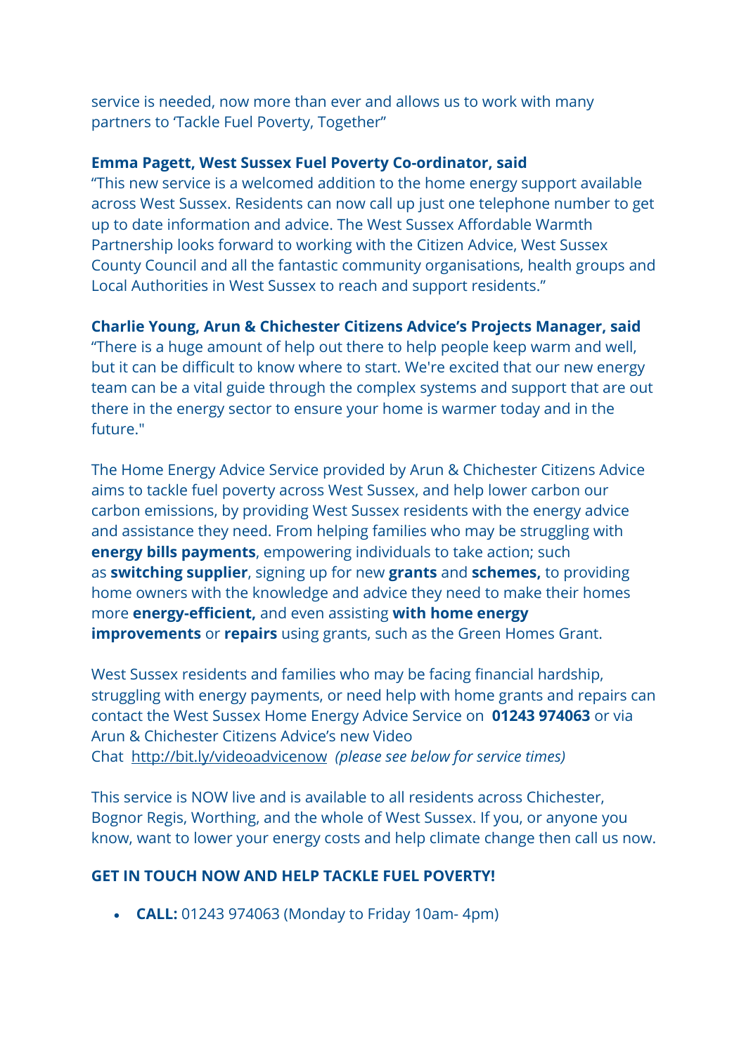service is needed, now more than ever and allows us to work with many partners to 'Tackle Fuel Poverty, Together"

**Emma Pagett, West Sussex Fuel Poverty Co-ordinator, said**
"This new service is a welcomed addition to the home energy support available across West Sussex. Residents can now call up just one telephone number to get up to date information and advice. The West Sussex Affordable Warmth Partnership looks forward to working with the Citizen Advice, West Sussex County Council and all the fantastic community organisations, health groups and Local Authorities in West Sussex to reach and support residents."

**Charlie Young, Arun & Chichester Citizens Advice's Projects Manager, said**
"There is a huge amount of help out there to help people keep warm and well, but it can be difficult to know where to start. We're excited that our new energy team can be a vital guide through the complex systems and support that are out there in the energy sector to ensure your home is warmer today and in the future."

The Home Energy Advice Service provided by Arun & Chichester Citizens Advice aims to tackle fuel poverty across West Sussex, and help lower carbon our carbon emissions, by providing West Sussex residents with the energy advice and assistance they need. From helping families who may be struggling with **energy bills payments**, empowering individuals to take action; such as **switching supplier**, signing up for new **grants** and **schemes,** to providing home owners with the knowledge and advice they need to make their homes more **energy-efficient,** and even assisting **with home energy improvements** or **repairs** using grants, such as the Green Homes Grant.

West Sussex residents and families who may be facing financial hardship, struggling with energy payments, or need help with home grants and repairs can contact the West Sussex Home Energy Advice Service on **01243 974063** or via Arun & Chichester Citizens Advice's new Video Chat http://bit.ly/videoadvicenow *(please see below for service times)*

This service is NOW live and is available to all residents across Chichester, Bognor Regis, Worthing, and the whole of West Sussex. If you, or anyone you know, want to lower your energy costs and help climate change then call us now.

**GET IN TOUCH NOW AND HELP TACKLE FUEL POVERTY!**

- **CALL:** 01243 974063 (Monday to Friday 10am- 4pm)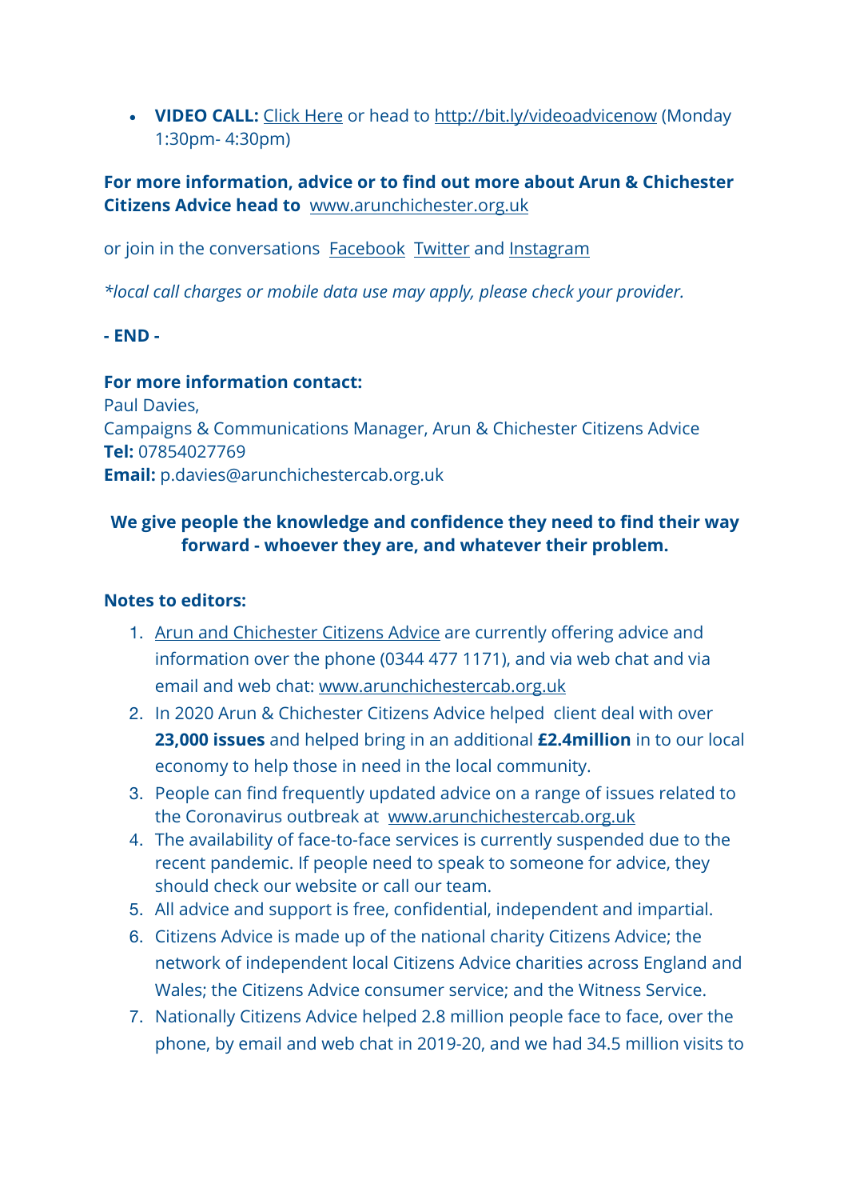- **VIDEO CALL:** Click Here or head to http://bit.ly/videoadvicenow (Monday 1:30pm- 4:30pm)

**For more information, advice or to find out more about Arun & Chichester Citizens Advice head to** www.arunchichester.org.uk

or join in the conversations Facebook Twitter and Instagram

*\*local call charges or mobile data use may apply, please check your provider.*

**- END -**

**For more information contact:**
Paul Davies,
Campaigns & Communications Manager, Arun & Chichester Citizens Advice
**Tel:** 07854027769
**Email:** p.davies@arunchichestercab.org.uk

**We give people the knowledge and confidence they need to find their way forward - whoever they are, and whatever their problem.**

**Notes to editors:**

1. Arun and Chichester Citizens Advice are currently offering advice and information over the phone (0344 477 1171), and via web chat and via email and web chat: www.arunchichestercab.org.uk
2. In 2020 Arun & Chichester Citizens Advice helped client deal with over **23,000 issues** and helped bring in an additional **£2.4million** in to our local economy to help those in need in the local community.
3. People can find frequently updated advice on a range of issues related to the Coronavirus outbreak at www.arunchichestercab.org.uk
4. The availability of face-to-face services is currently suspended due to the recent pandemic. If people need to speak to someone for advice, they should check our website or call our team.
5. All advice and support is free, confidential, independent and impartial.
6. Citizens Advice is made up of the national charity Citizens Advice; the network of independent local Citizens Advice charities across England and Wales; the Citizens Advice consumer service; and the Witness Service.
7. Nationally Citizens Advice helped 2.8 million people face to face, over the phone, by email and web chat in 2019-20, and we had 34.5 million visits to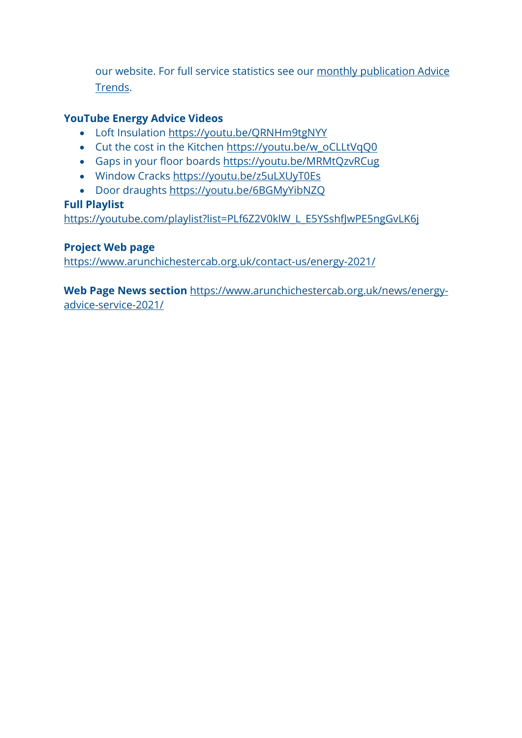our website. For full service statistics see our monthly publication Advice Trends.

**YouTube Energy Advice Videos**

- Loft Insulation https://youtu.be/QRNHm9tgNYY
- Cut the cost in the Kitchen https://youtu.be/w_oCLLtVqQ0
- Gaps in your floor boards https://youtu.be/MRMtQzvRCug
- Window Cracks https://youtu.be/z5uLXUyT0Es
- Door draughts https://youtu.be/6BGMyYibNZQ

**Full Playlist**
https://youtube.com/playlist?list=PLf6Z2V0klW_L_E5YSshfJwPE5ngGvLK6j

**Project Web page**
https://www.arunchichestercab.org.uk/contact-us/energy-2021/

**Web Page News section** https://www.arunchichestercab.org.uk/news/energy-advice-service-2021/